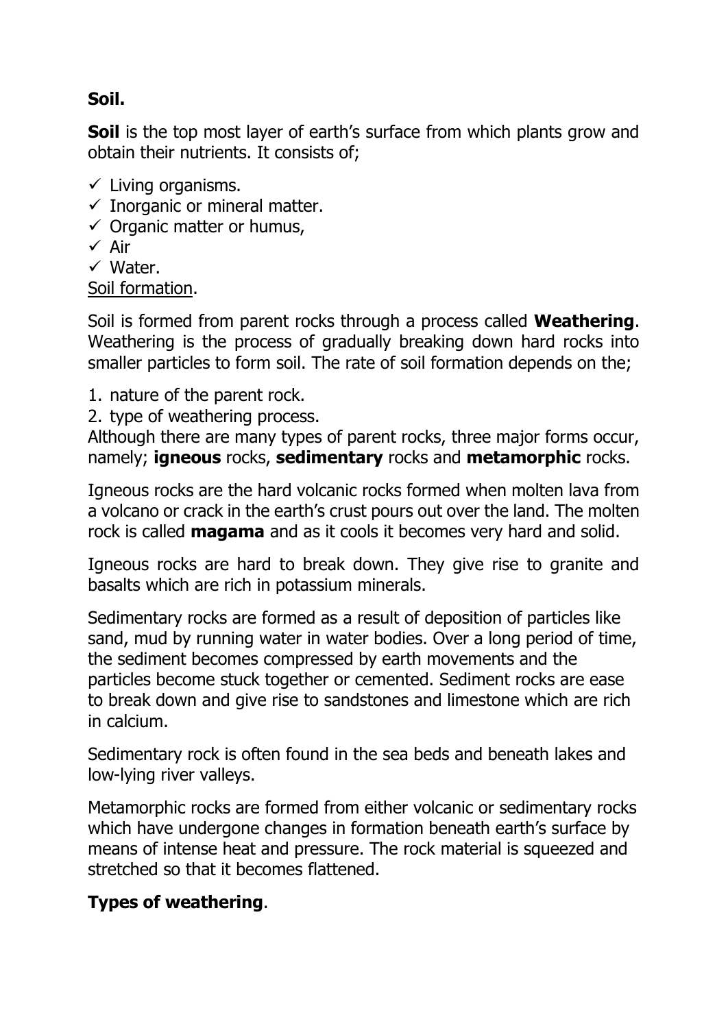**Soil.**

**Soil** is the top most layer of earth's surface from which plants grow and obtain their nutrients. It consists of;

- ✓ Living organisms.
- ✓ Inorganic or mineral matter.
- ✓ Organic matter or humus,
- ✓ Air
- ✓ Water.

Soil formation.

Soil is formed from parent rocks through a process called **Weathering**. Weathering is the process of gradually breaking down hard rocks into smaller particles to form soil. The rate of soil formation depends on the;

1. nature of the parent rock.
2. type of weathering process.

Although there are many types of parent rocks, three major forms occur, namely; **igneous** rocks, **sedimentary** rocks and **metamorphic** rocks.

Igneous rocks are the hard volcanic rocks formed when molten lava from a volcano or crack in the earth's crust pours out over the land. The molten rock is called **magama** and as it cools it becomes very hard and solid.

Igneous rocks are hard to break down. They give rise to granite and basalts which are rich in potassium minerals.

Sedimentary rocks are formed as a result of deposition of particles like sand, mud by running water in water bodies. Over a long period of time, the sediment becomes compressed by earth movements and the particles become stuck together or cemented. Sediment rocks are ease to break down and give rise to sandstones and limestone which are rich in calcium.

Sedimentary rock is often found in the sea beds and beneath lakes and low-lying river valleys.

Metamorphic rocks are formed from either volcanic or sedimentary rocks which have undergone changes in formation beneath earth's surface by means of intense heat and pressure. The rock material is squeezed and stretched so that it becomes flattened.

**Types of weathering**.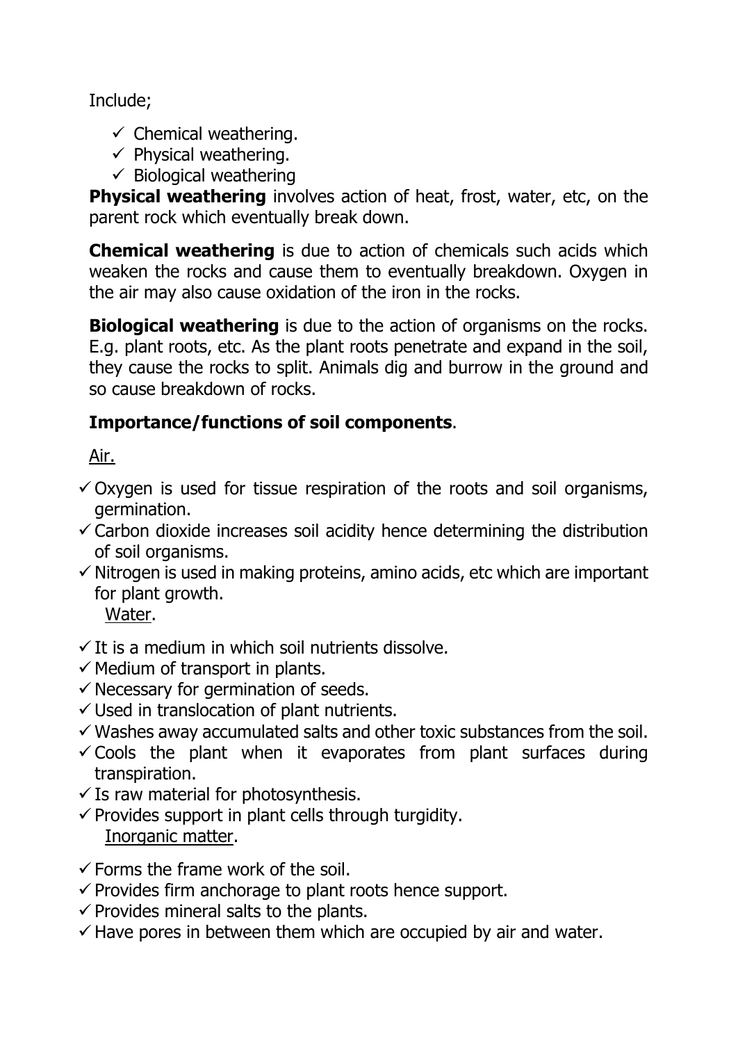Include;

- ✓ Chemical weathering.
- ✓ Physical weathering.
- ✓ Biological weathering

**Physical weathering** involves action of heat, frost, water, etc, on the parent rock which eventually break down.

**Chemical weathering** is due to action of chemicals such acids which weaken the rocks and cause them to eventually breakdown. Oxygen in the air may also cause oxidation of the iron in the rocks.

**Biological weathering** is due to the action of organisms on the rocks. E.g. plant roots, etc. As the plant roots penetrate and expand in the soil, they cause the rocks to split. Animals dig and burrow in the ground and so cause breakdown of rocks.

**Importance/functions of soil components**.

<u>Air.</u>

- ✓ Oxygen is used for tissue respiration of the roots and soil organisms, germination.
- ✓ Carbon dioxide increases soil acidity hence determining the distribution of soil organisms.
- ✓ Nitrogen is used in making proteins, amino acids, etc which are important for plant growth.

<u>Water</u>.

- ✓ It is a medium in which soil nutrients dissolve.
- ✓ Medium of transport in plants.
- ✓ Necessary for germination of seeds.
- ✓ Used in translocation of plant nutrients.
- ✓ Washes away accumulated salts and other toxic substances from the soil.
- ✓ Cools the plant when it evaporates from plant surfaces during transpiration.
- ✓ Is raw material for photosynthesis.
- ✓ Provides support in plant cells through turgidity.

<u>Inorganic matter</u>.

- ✓ Forms the frame work of the soil.
- ✓ Provides firm anchorage to plant roots hence support.
- ✓ Provides mineral salts to the plants.
- ✓ Have pores in between them which are occupied by air and water.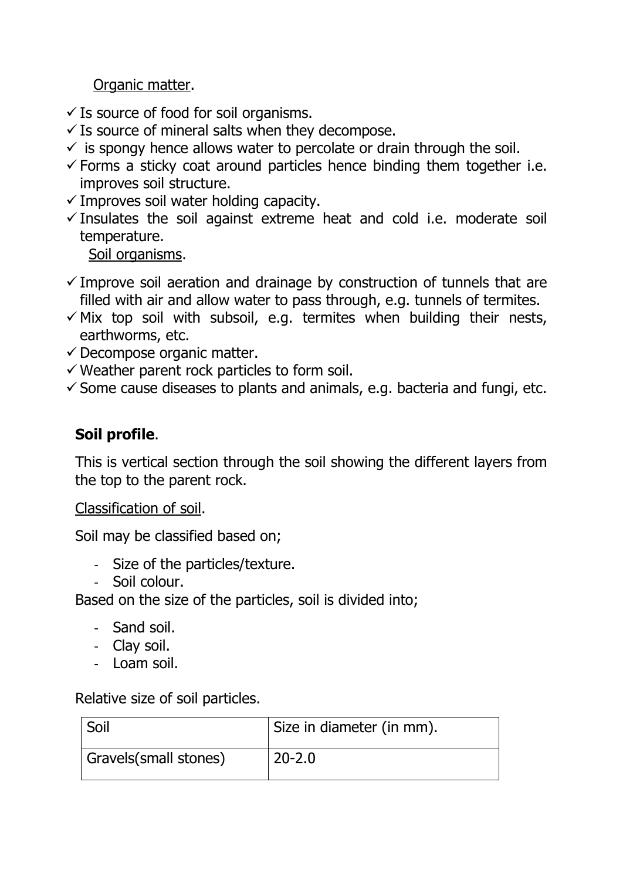Organic matter.

- ✓ Is source of food for soil organisms.
- ✓ Is source of mineral salts when they decompose.
- ✓ is spongy hence allows water to percolate or drain through the soil.
- ✓ Forms a sticky coat around particles hence binding them together i.e. improves soil structure.
- ✓ Improves soil water holding capacity.
- ✓ Insulates the soil against extreme heat and cold i.e. moderate soil temperature.

Soil organisms.

- ✓ Improve soil aeration and drainage by construction of tunnels that are filled with air and allow water to pass through, e.g. tunnels of termites.
- ✓ Mix top soil with subsoil, e.g. termites when building their nests, earthworms, etc.
- ✓ Decompose organic matter.
- ✓ Weather parent rock particles to form soil.
- ✓ Some cause diseases to plants and animals, e.g. bacteria and fungi, etc.

**Soil profile**.

This is vertical section through the soil showing the different layers from the top to the parent rock.

Classification of soil.

Soil may be classified based on;

- Size of the particles/texture.
- Soil colour.

Based on the size of the particles, soil is divided into;

- Sand soil.
- Clay soil.
- Loam soil.

Relative size of soil particles.

| Soil | Size in diameter (in mm). |
|---|---|
| Gravels(small stones) | 20-2.0 |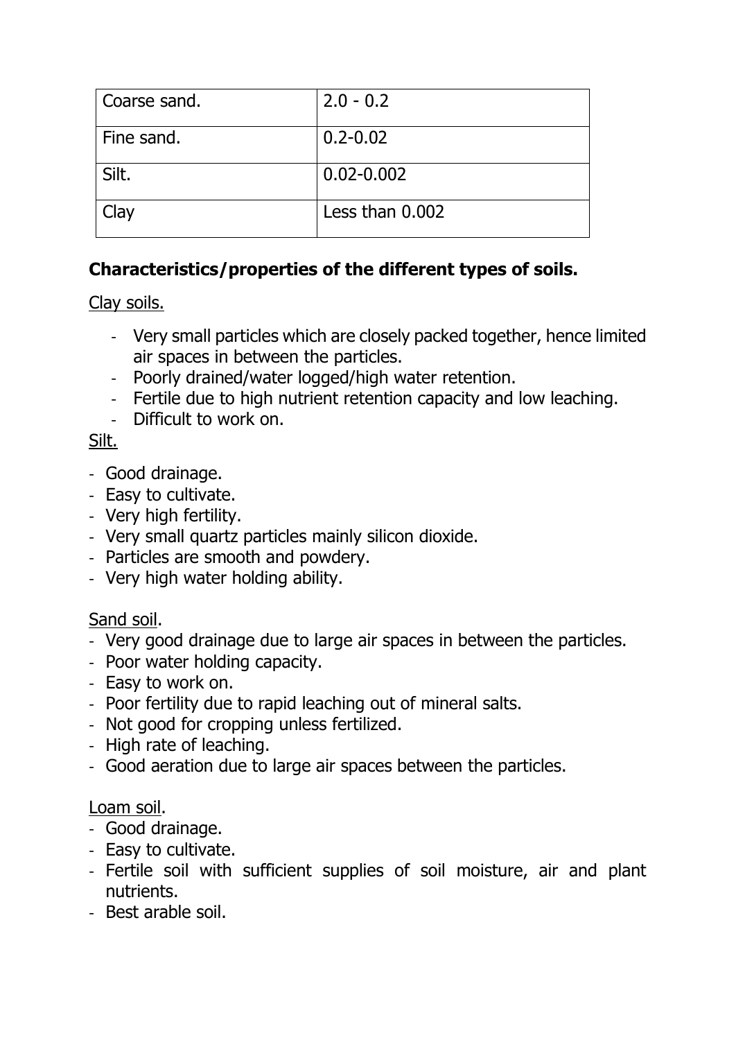| Coarse sand. | 2.0 - 0.2 |
|---|---|
| Fine sand. | 0.2-0.02 |
| Silt. | 0.02-0.002 |
| Clay | Less than 0.002 |

**Characteristics/properties of the different types of soils.**

<u>Clay soils.</u>

- Very small particles which are closely packed together, hence limited air spaces in between the particles.
- Poorly drained/water logged/high water retention.
- Fertile due to high nutrient retention capacity and low leaching.
- Difficult to work on.

<u>Silt.</u>

- Good drainage.
- Easy to cultivate.
- Very high fertility.
- Very small quartz particles mainly silicon dioxide.
- Particles are smooth and powdery.
- Very high water holding ability.

<u>Sand soil</u>.

- Very good drainage due to large air spaces in between the particles.
- Poor water holding capacity.
- Easy to work on.
- Poor fertility due to rapid leaching out of mineral salts.
- Not good for cropping unless fertilized.
- High rate of leaching.
- Good aeration due to large air spaces between the particles.

<u>Loam soil</u>.

- Good drainage.
- Easy to cultivate.
- Fertile soil with sufficient supplies of soil moisture, air and plant nutrients.
- Best arable soil.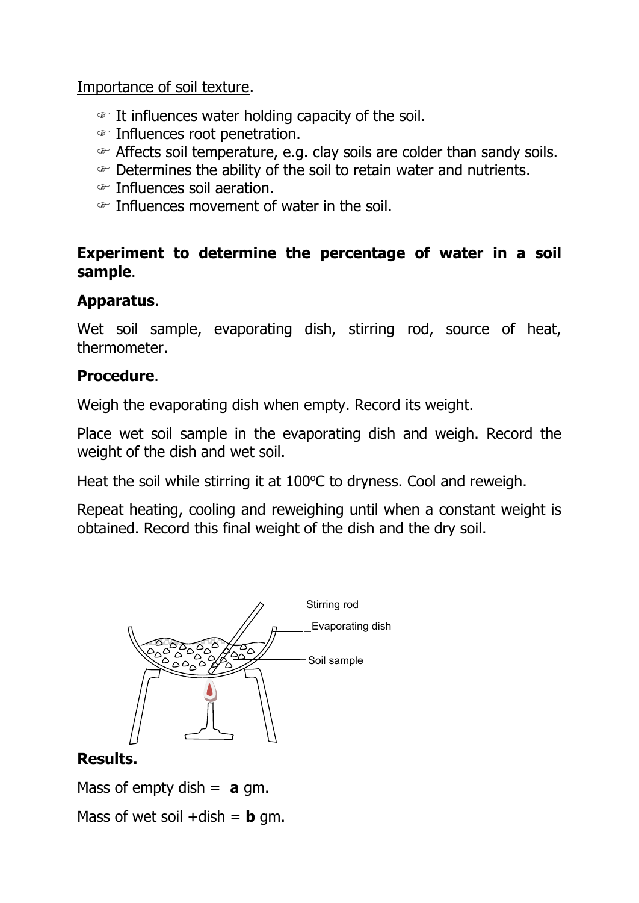Importance of soil texture.

- It influences water holding capacity of the soil.
- Influences root penetration.
- Affects soil temperature, e.g. clay soils are colder than sandy soils.
- Determines the ability of the soil to retain water and nutrients.
- Influences soil aeration.
- Influences movement of water in the soil.

**Experiment to determine the percentage of water in a soil sample.**

**Apparatus.**

Wet soil sample, evaporating dish, stirring rod, source of heat, thermometer.

**Procedure.**

Weigh the evaporating dish when empty. Record its weight.

Place wet soil sample in the evaporating dish and weigh. Record the weight of the dish and wet soil.

Heat the soil while stirring it at 100°C to dryness. Cool and reweigh.

Repeat heating, cooling and reweighing until when a constant weight is obtained. Record this final weight of the dish and the dry soil.

Stirring rod

Evaporating dish

Soil sample

**Results.**

Mass of empty dish = **a** gm.

Mass of wet soil +dish = **b** gm.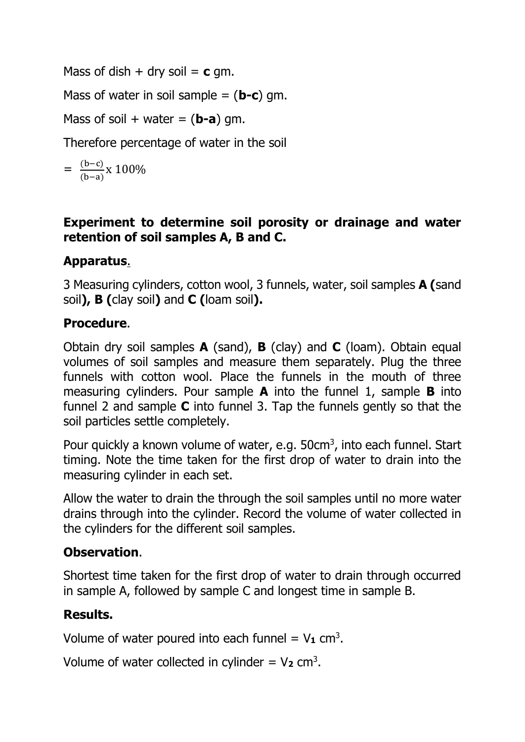Mass of dish + dry soil = **c** gm.

Mass of water in soil sample = (**b-c**) gm.

Mass of soil + water = (**b-a**) gm.

Therefore percentage of water in the soil

$= \frac{(b-c)}{(b-a)} x\ 100\%$

**Experiment to determine soil porosity or drainage and water retention of soil samples A, B and C.**

**Apparatus**.

3 Measuring cylinders, cotton wool, 3 funnels, water, soil samples **A (**sand soil**), B (**clay soil**)** and **C (**loam soil**).**

**Procedure**.

Obtain dry soil samples **A** (sand), **B** (clay) and **C** (loam). Obtain equal volumes of soil samples and measure them separately. Plug the three funnels with cotton wool. Place the funnels in the mouth of three measuring cylinders. Pour sample **A** into the funnel 1, sample **B** into funnel 2 and sample **C** into funnel 3. Tap the funnels gently so that the soil particles settle completely.

Pour quickly a known volume of water, e.g. 50cm$^3$, into each funnel. Start timing. Note the time taken for the first drop of water to drain into the measuring cylinder in each set.

Allow the water to drain the through the soil samples until no more water drains through into the cylinder. Record the volume of water collected in the cylinders for the different soil samples.

**Observation**.

Shortest time taken for the first drop of water to drain through occurred in sample A, followed by sample C and longest time in sample B.

**Results.**

Volume of water poured into each funnel = $V_1$ cm$^3$.

Volume of water collected in cylinder = $V_2$ cm$^3$.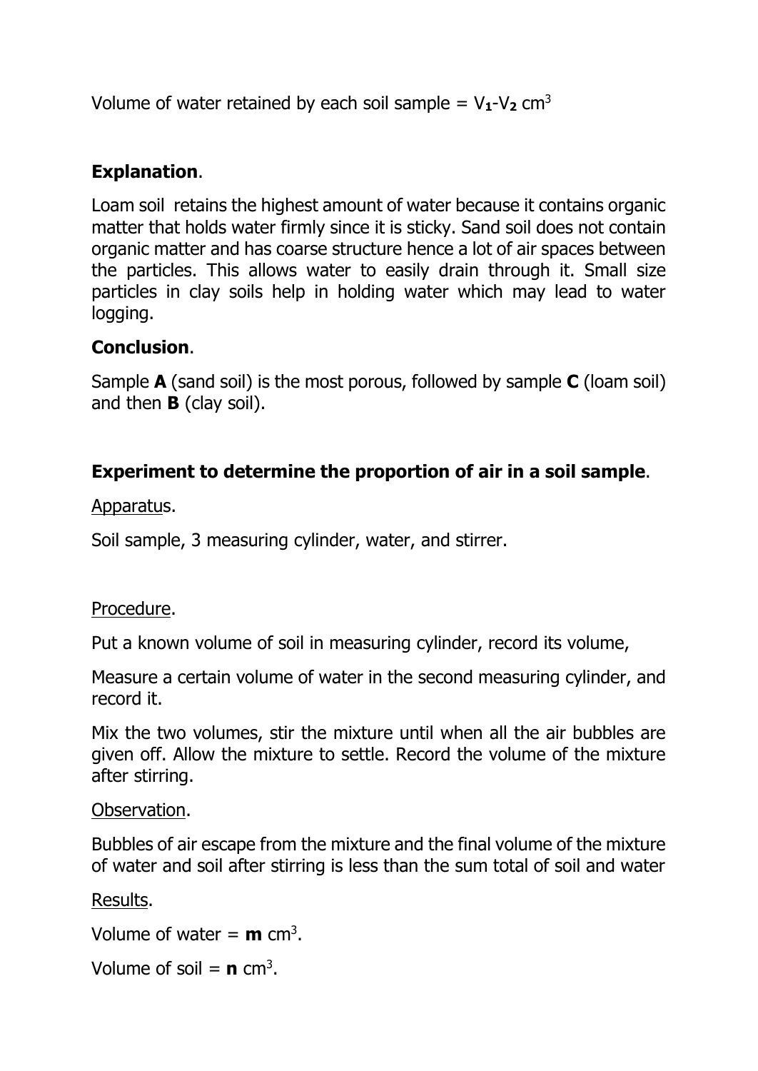Volume of water retained by each soil sample = $V_1$-$V_2$ cm$^3$

**Explanation**.

Loam soil retains the highest amount of water because it contains organic matter that holds water firmly since it is sticky. Sand soil does not contain organic matter and has coarse structure hence a lot of air spaces between the particles. This allows water to easily drain through it. Small size particles in clay soils help in holding water which may lead to water logging.

**Conclusion**.

Sample **A** (sand soil) is the most porous, followed by sample **C** (loam soil) and then **B** (clay soil).

**Experiment to determine the proportion of air in a soil sample**.

Apparatus.

Soil sample, 3 measuring cylinder, water, and stirrer.

Procedure.

Put a known volume of soil in measuring cylinder, record its volume,

Measure a certain volume of water in the second measuring cylinder, and record it.

Mix the two volumes, stir the mixture until when all the air bubbles are given off. Allow the mixture to settle. Record the volume of the mixture after stirring.

Observation.

Bubbles of air escape from the mixture and the final volume of the mixture of water and soil after stirring is less than the sum total of soil and water

Results.

Volume of water = **m** cm$^3$.

Volume of soil = **n** cm$^3$.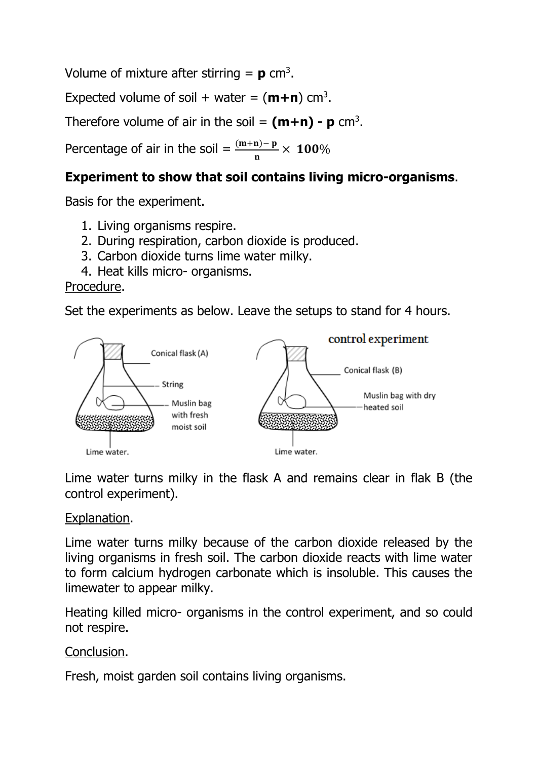Volume of mixture after stirring = **p** cm$^3$.

Expected volume of soil + water = (**m+n**) cm$^3$.

Therefore volume of air in the soil = **(m+n) - p** cm$^3$.

Percentage of air in the soil = $\frac{(m+n)-p}{n} \times 100\%$

**Experiment to show that soil contains living micro-organisms**.

Basis for the experiment.

1. Living organisms respire.
2. During respiration, carbon dioxide is produced.
3. Carbon dioxide turns lime water milky.
4. Heat kills micro- organisms.

Procedure.

Set the experiments as below. Leave the setups to stand for 4 hours.

Conical flask (A), String, Muslin bag with fresh moist soil, Lime water.

control experiment: Conical flask (B), Muslin bag with dry heated soil, Lime water.

Lime water turns milky in the flask A and remains clear in flak B (the control experiment).

Explanation.

Lime water turns milky because of the carbon dioxide released by the living organisms in fresh soil. The carbon dioxide reacts with lime water to form calcium hydrogen carbonate which is insoluble. This causes the limewater to appear milky.

Heating killed micro- organisms in the control experiment, and so could not respire.

Conclusion.

Fresh, moist garden soil contains living organisms.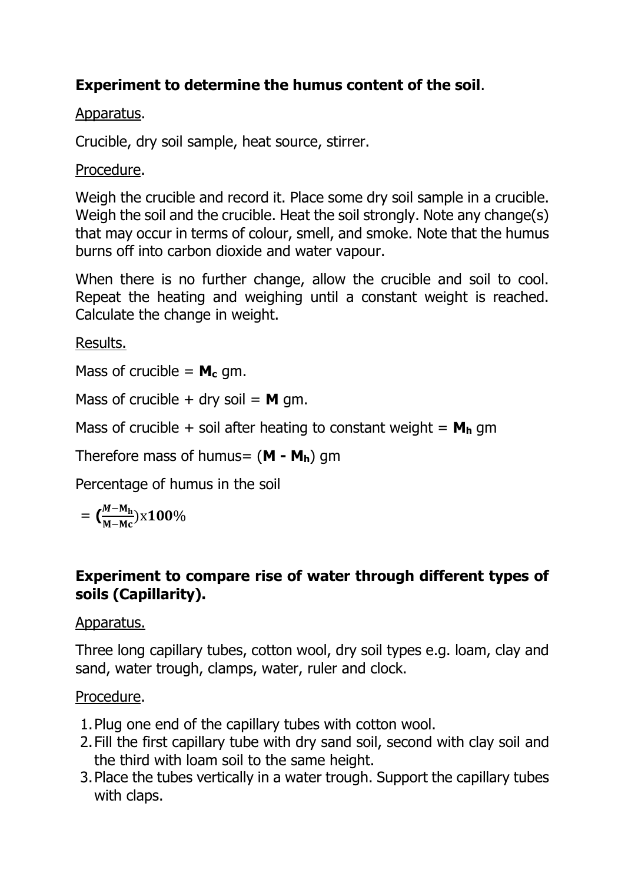**Experiment to determine the humus content of the soil**.

Apparatus.

Crucible, dry soil sample, heat source, stirrer.

Procedure.

Weigh the crucible and record it. Place some dry soil sample in a crucible. Weigh the soil and the crucible. Heat the soil strongly. Note any change(s) that may occur in terms of colour, smell, and smoke. Note that the humus burns off into carbon dioxide and water vapour.

When there is no further change, allow the crucible and soil to cool. Repeat the heating and weighing until a constant weight is reached. Calculate the change in weight.

Results.

Mass of crucible = $\mathbf{M_c}$ gm.

Mass of crucible + dry soil = $\mathbf{M}$ gm.

Mass of crucible + soil after heating to constant weight = $\mathbf{M_h}$ gm

Therefore mass of humus= ($\mathbf{M - M_h}$) gm

Percentage of humus in the soil

$= \left(\frac{M - M_h}{M - M_c}\right) \times 100\%$

**Experiment to compare rise of water through different types of soils (Capillarity).**

Apparatus.

Three long capillary tubes, cotton wool, dry soil types e.g. loam, clay and sand, water trough, clamps, water, ruler and clock.

Procedure.

1. Plug one end of the capillary tubes with cotton wool.
2. Fill the first capillary tube with dry sand soil, second with clay soil and the third with loam soil to the same height.
3. Place the tubes vertically in a water trough. Support the capillary tubes with claps.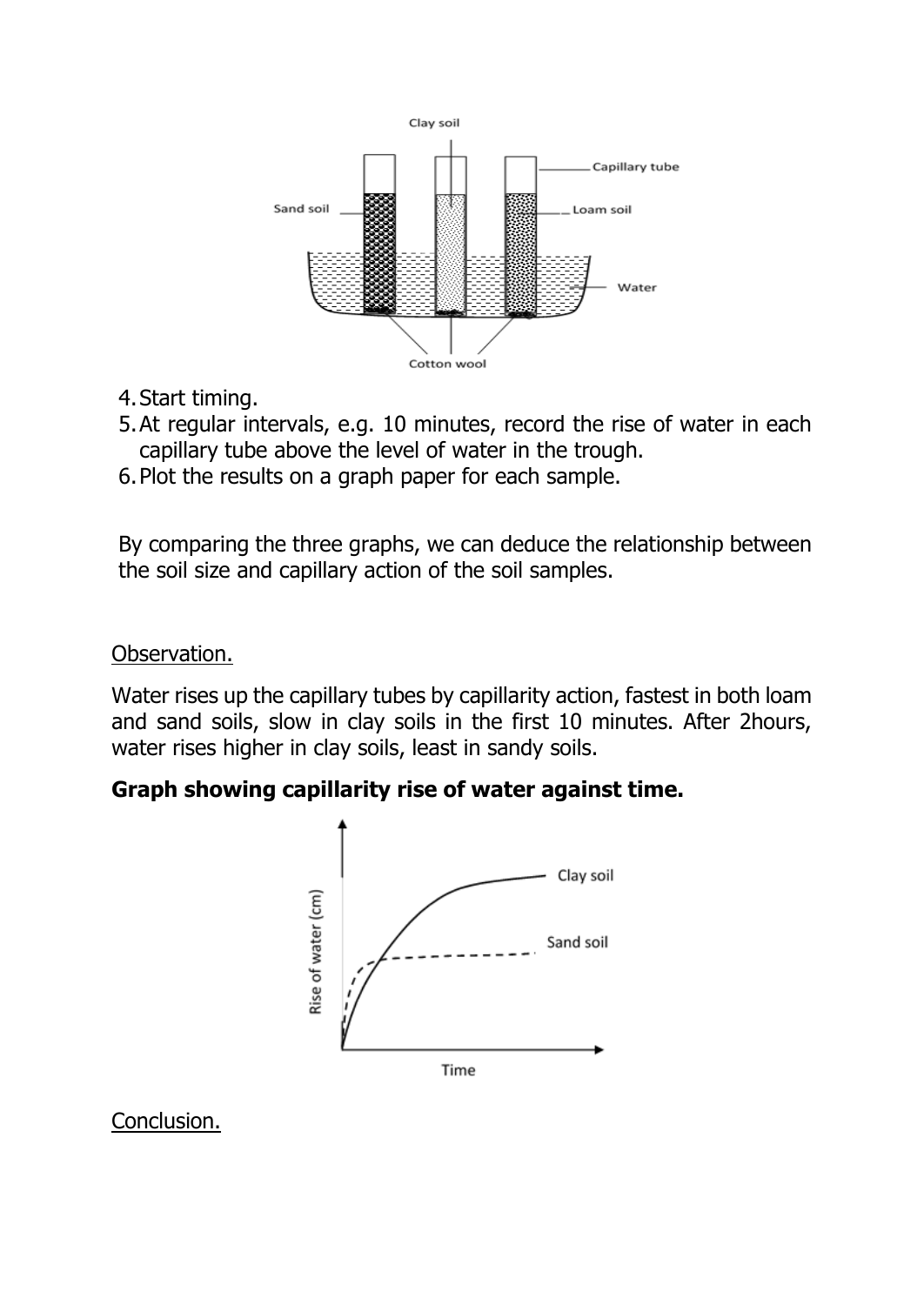4. Start timing.
5. At regular intervals, e.g. 10 minutes, record the rise of water in each capillary tube above the level of water in the trough.
6. Plot the results on a graph paper for each sample.

By comparing the three graphs, we can deduce the relationship between the soil size and capillary action of the soil samples.

Observation.

Water rises up the capillary tubes by capillarity action, fastest in both loam and sand soils, slow in clay soils in the first 10 minutes. After 2hours, water rises higher in clay soils, least in sandy soils.

**Graph showing capillarity rise of water against time.**

Conclusion.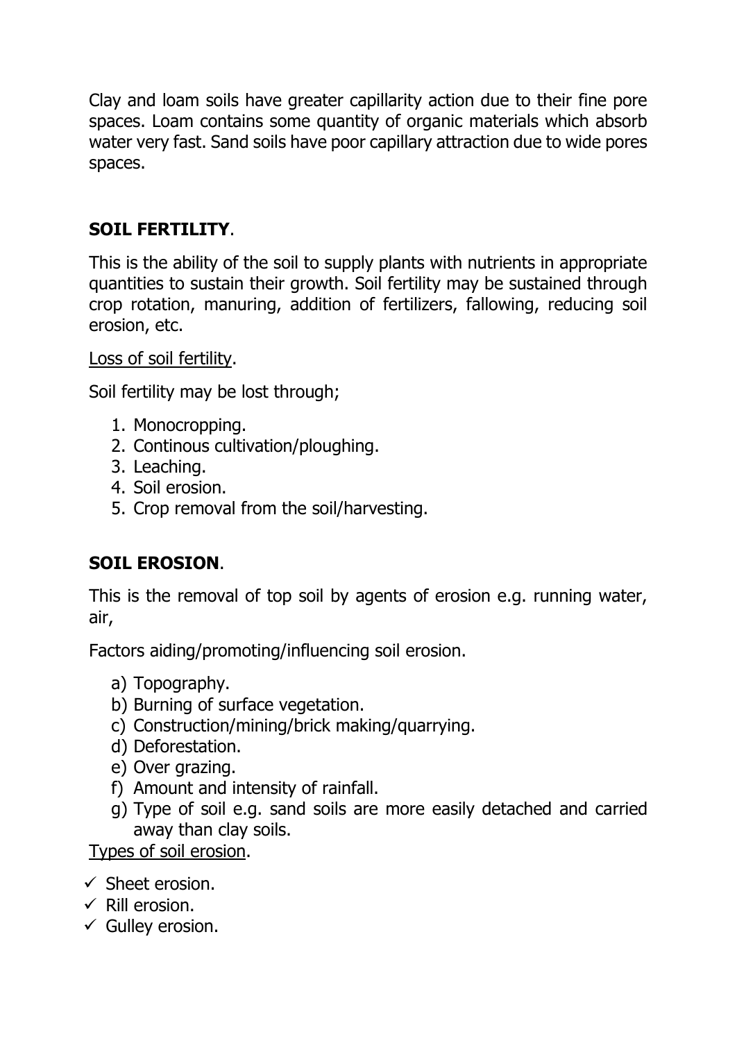Clay and loam soils have greater capillarity action due to their fine pore spaces. Loam contains some quantity of organic materials which absorb water very fast. Sand soils have poor capillary attraction due to wide pores spaces.

## **SOIL FERTILITY**.

This is the ability of the soil to supply plants with nutrients in appropriate quantities to sustain their growth. Soil fertility may be sustained through crop rotation, manuring, addition of fertilizers, fallowing, reducing soil erosion, etc.

<u>Loss of soil fertility</u>.

Soil fertility may be lost through;

1. Monocropping.
2. Continous cultivation/ploughing.
3. Leaching.
4. Soil erosion.
5. Crop removal from the soil/harvesting.

## **SOIL EROSION**.

This is the removal of top soil by agents of erosion e.g. running water, air,

Factors aiding/promoting/influencing soil erosion.

a) Topography.
b) Burning of surface vegetation.
c) Construction/mining/brick making/quarrying.
d) Deforestation.
e) Over grazing.
f) Amount and intensity of rainfall.
g) Type of soil e.g. sand soils are more easily detached and carried away than clay soils.

<u>Types of soil erosion</u>.

- ✓ Sheet erosion.
- ✓ Rill erosion.
- ✓ Gulley erosion.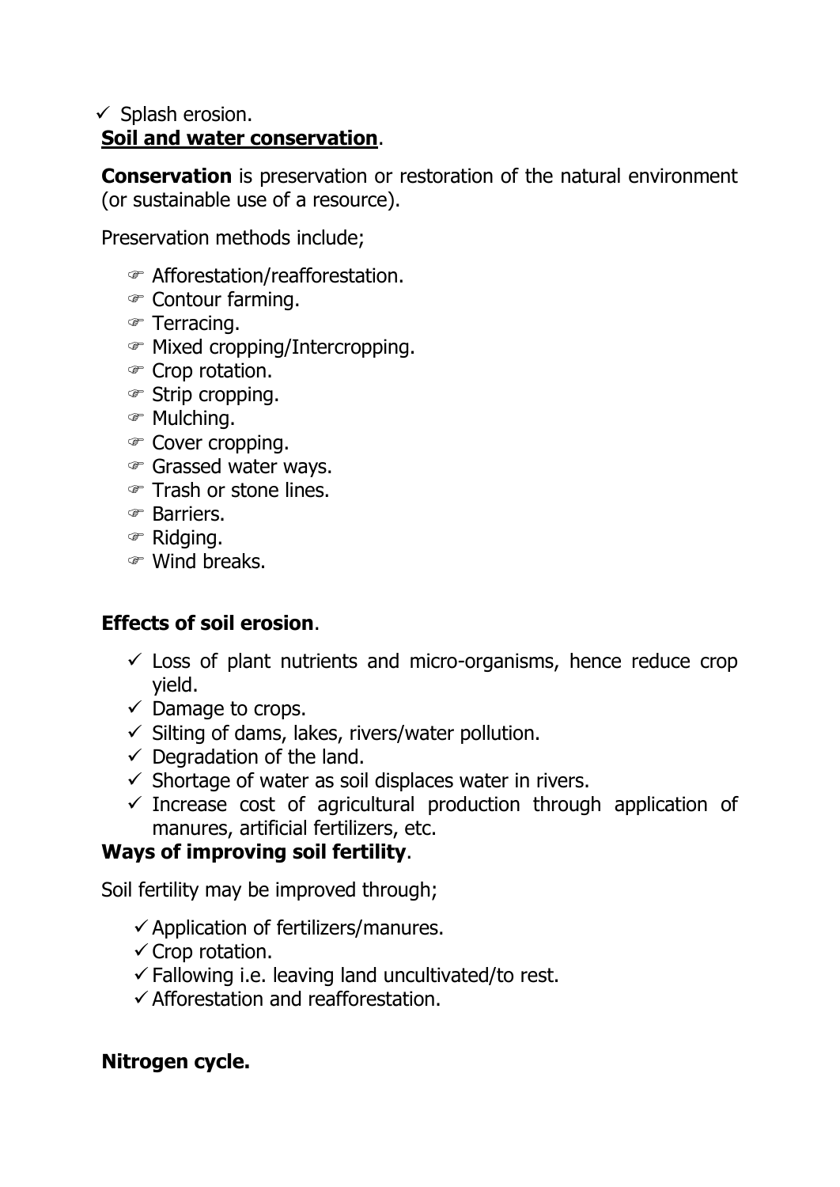- Splash erosion.

## **Soil and water conservation**.

**Conservation** is preservation or restoration of the natural environment (or sustainable use of a resource).

Preservation methods include;

- Afforestation/reafforestation.
- Contour farming.
- Terracing.
- Mixed cropping/Intercropping.
- Crop rotation.
- Strip cropping.
- Mulching.
- Cover cropping.
- Grassed water ways.
- Trash or stone lines.
- Barriers.
- Ridging.
- Wind breaks.

## **Effects of soil erosion**.

- Loss of plant nutrients and micro-organisms, hence reduce crop yield.
- Damage to crops.
- Silting of dams, lakes, rivers/water pollution.
- Degradation of the land.
- Shortage of water as soil displaces water in rivers.
- Increase cost of agricultural production through application of manures, artificial fertilizers, etc.

## **Ways of improving soil fertility**.

Soil fertility may be improved through;

- Application of fertilizers/manures.
- Crop rotation.
- Fallowing i.e. leaving land uncultivated/to rest.
- Afforestation and reafforestation.

## **Nitrogen cycle.**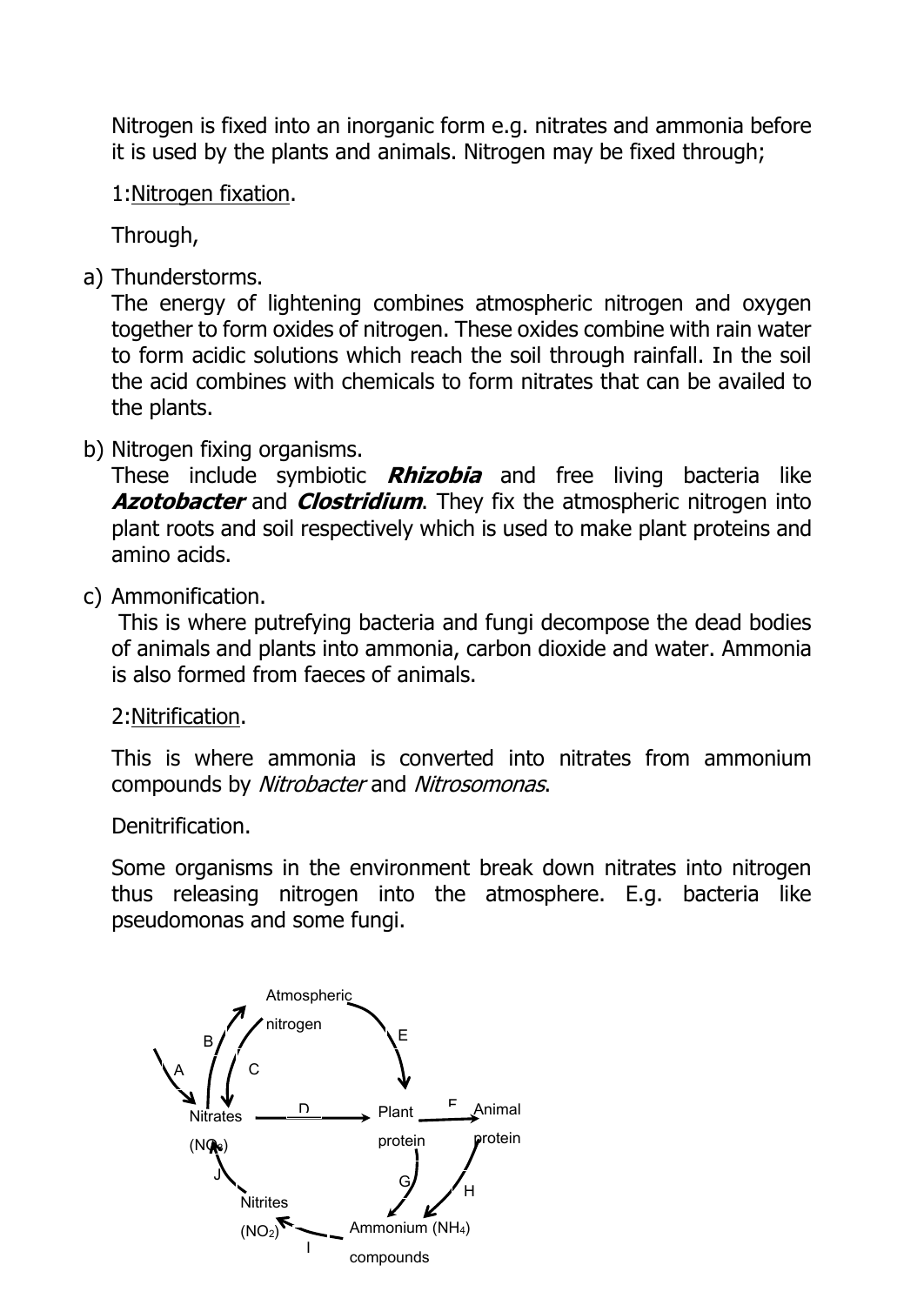Nitrogen is fixed into an inorganic form e.g. nitrates and ammonia before it is used by the plants and animals. Nitrogen may be fixed through;

1:<u>Nitrogen fixation</u>.

Through,

a) Thunderstorms.
   The energy of lightening combines atmospheric nitrogen and oxygen together to form oxides of nitrogen. These oxides combine with rain water to form acidic solutions which reach the soil through rainfall. In the soil the acid combines with chemicals to form nitrates that can be availed to the plants.

b) Nitrogen fixing organisms.
   These include symbiotic ***Rhizobia*** and free living bacteria like ***Azotobacter*** and ***Clostridium***. They fix the atmospheric nitrogen into plant roots and soil respectively which is used to make plant proteins and amino acids.

c) Ammonification.
   This is where putrefying bacteria and fungi decompose the dead bodies of animals and plants into ammonia, carbon dioxide and water. Ammonia is also formed from faeces of animals.

2:<u>Nitrification</u>.

This is where ammonia is converted into nitrates from ammonium compounds by *Nitrobacter* and *Nitrosomonas*.

Denitrification.

Some organisms in the environment break down nitrates into nitrogen thus releasing nitrogen into the atmosphere. E.g. bacteria like pseudomonas and some fungi.

Atmospheric nitrogen

A B C E

Nitrates ($NO_3$) — D → Plant protein — F → Animal protein

G H J

Nitrites ($NO_2$) ← I — Ammonium ($NH_4$) compounds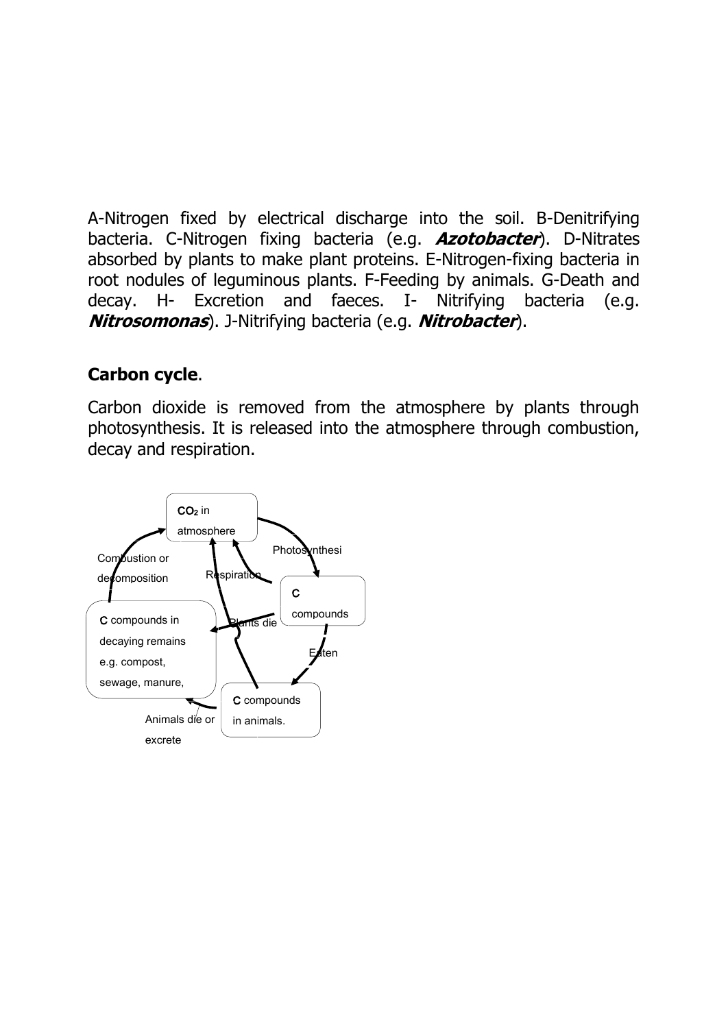A-Nitrogen fixed by electrical discharge into the soil. B-Denitrifying bacteria. C-Nitrogen fixing bacteria (e.g. ***Azotobacter***). D-Nitrates absorbed by plants to make plant proteins. E-Nitrogen-fixing bacteria in root nodules of leguminous plants. F-Feeding by animals. G-Death and decay. H- Excretion and faeces. I- Nitrifying bacteria (e.g. ***Nitrosomonas***). J-Nitrifying bacteria (e.g. ***Nitrobacter***).

**Carbon cycle**.

Carbon dioxide is removed from the atmosphere by plants through photosynthesis. It is released into the atmosphere through combustion, decay and respiration.

$CO_2$ in atmosphere

Photosynthesi

Combustion or decomposition

Respiration

C compounds

C compounds in decaying remains e.g. compost, sewage, manure,

Plants die

Eaten

C compounds in animals.

Animals die or excrete